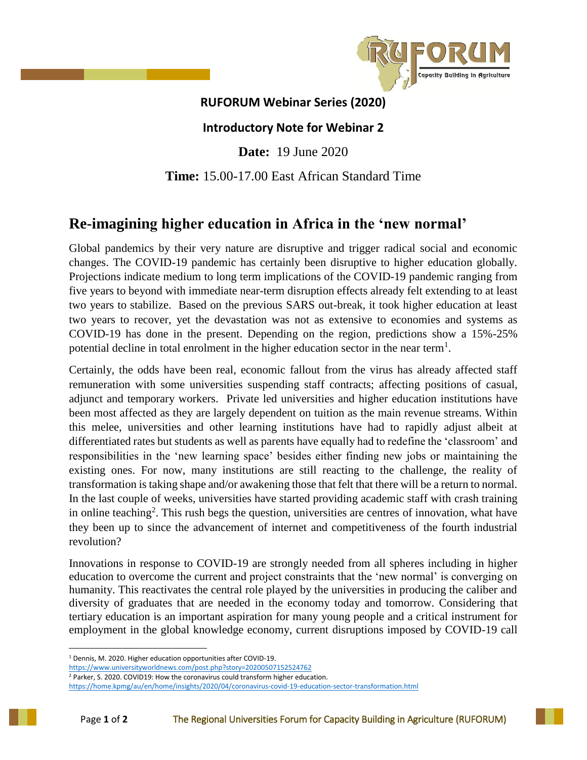**RUFORUM Webinar Series (2020)**

**Introductory Note for Webinar 2**

**Date:** 19 June 2020

**Time:** 15.00-17.00 East African Standard Time

# Re-imagining higher education in Africa in the 'new normal'

Global pandemics by their very nature are disruptive and trigger radical social and economic changes. The COVID-19 pandemic has certainly been disruptive to higher education globally. Projections indicate medium to long term implications of the COVID-19 pandemic ranging from five years to beyond with immediate near-term disruption effects already felt extending to at least two years to stabilize. Based on the previous SARS out-break, it took higher education at least two years to recover, yet the devastation was not as extensive to economies and systems as COVID-19 has done in the present. Depending on the region, predictions show a 15%-25% potential decline in total enrolment in the higher education sector in the near term[1].

Certainly, the odds have been real, economic fallout from the virus has already affected staff remuneration with some universities suspending staff contracts; affecting positions of casual, adjunct and temporary workers. Private led universities and higher education institutions have been most affected as they are largely dependent on tuition as the main revenue streams. Within this melee, universities and other learning institutions have had to rapidly adjust albeit at differentiated rates but students as well as parents have equally had to redefine the 'classroom' and responsibilities in the 'new learning space' besides either finding new jobs or maintaining the existing ones. For now, many institutions are still reacting to the challenge, the reality of transformation is taking shape and/or awakening those that felt that there will be a return to normal. In the last couple of weeks, universities have started providing academic staff with crash training in online teaching[2]. This rush begs the question, universities are centres of innovation, what have they been up to since the advancement of internet and competitiveness of the fourth industrial revolution?

Innovations in response to COVID-19 are strongly needed from all spheres including in higher education to overcome the current and project constraints that the 'new normal' is converging on humanity. This reactivates the central role played by the universities in producing the caliber and diversity of graduates that are needed in the economy today and tomorrow. Considering that tertiary education is an important aspiration for many young people and a critical instrument for employment in the global knowledge economy, current disruptions imposed by COVID-19 call

---

[1] Dennis, M. 2020. Higher education opportunities after COVID-19. https://www.universityworldnews.com/post.php?story=20200507152524762

[2] Parker, S. 2020. COVID19: How the coronavirus could transform higher education. https://home.kpmg/au/en/home/insights/2020/04/coronavirus-covid-19-education-sector-transformation.html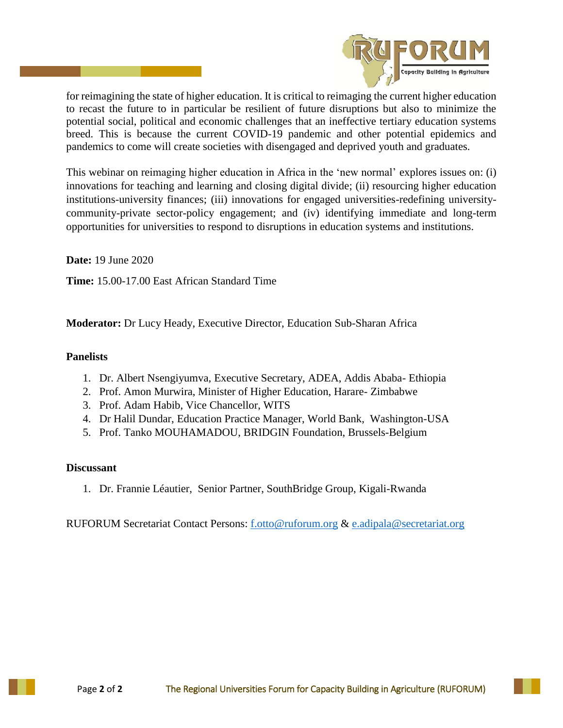for reimagining the state of higher education. It is critical to reimaging the current higher education to recast the future to in particular be resilient of future disruptions but also to minimize the potential social, political and economic challenges that an ineffective tertiary education systems breed. This is because the current COVID-19 pandemic and other potential epidemics and pandemics to come will create societies with disengaged and deprived youth and graduates.

This webinar on reimaging higher education in Africa in the 'new normal' explores issues on: (i) innovations for teaching and learning and closing digital divide; (ii) resourcing higher education institutions-university finances; (iii) innovations for engaged universities-redefining university-community-private sector-policy engagement; and (iv) identifying immediate and long-term opportunities for universities to respond to disruptions in education systems and institutions.

**Date:** 19 June 2020

**Time:** 15.00-17.00 East African Standard Time

**Moderator:** Dr Lucy Heady, Executive Director, Education Sub-Sharan Africa

**Panelists**

1. Dr. Albert Nsengiyumva, Executive Secretary, ADEA, Addis Ababa- Ethiopia
2. Prof. Amon Murwira, Minister of Higher Education, Harare- Zimbabwe
3. Prof. Adam Habib, Vice Chancellor, WITS
4. Dr Halil Dundar, Education Practice Manager, World Bank, Washington-USA
5. Prof. Tanko MOUHAMADOU, BRIDGIN Foundation, Brussels-Belgium

**Discussant**

1. Dr. Frannie Léautier, Senior Partner, SouthBridge Group, Kigali-Rwanda

RUFORUM Secretariat Contact Persons: f.otto@ruforum.org & e.adipala@secretariat.org